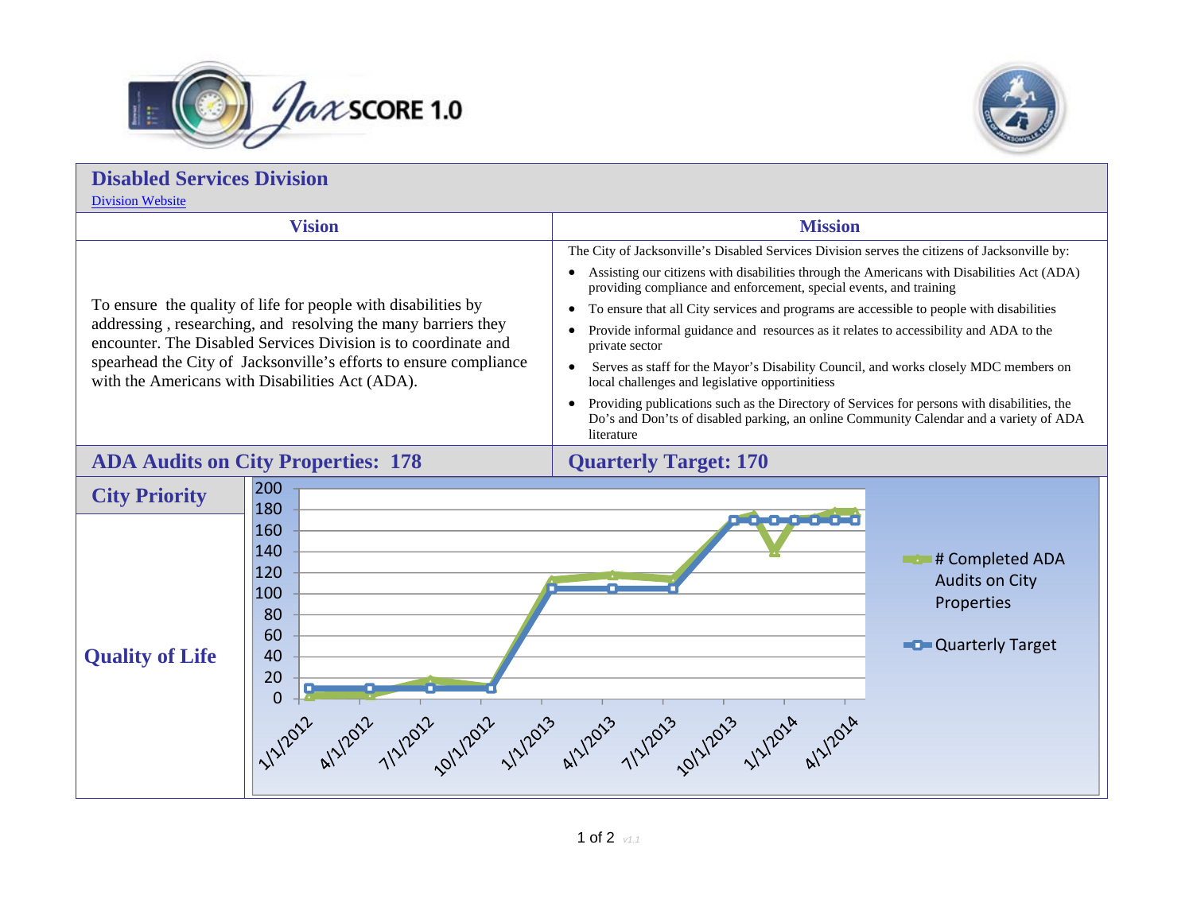JaxSCORE 1.0

# Disabled Services Division

[Division Website]

| Vision | Mission |
|---|---|
| To ensure the quality of life for people with disabilities by addressing , researching, and resolving the many barriers they encounter. The Disabled Services Division is to coordinate and spearhead the City of Jacksonville's efforts to ensure compliance with the Americans with Disabilities Act (ADA). | The City of Jacksonville's Disabled Services Division serves the citizens of Jacksonville by:<br>• Assisting our citizens with disabilities through the Americans with Disabilities Act (ADA) providing compliance and enforcement, special events, and training<br>• To ensure that all City services and programs are accessible to people with disabilities<br>• Provide informal guidance and resources as it relates to accessibility and ADA to the private sector<br>• Serves as staff for the Mayor's Disability Council, and works closely MDC members on local challenges and legislative opportinitiess<br>• Providing publications such as the Directory of Services for persons with disabilities, the Do's and Don'ts of disabled parking, an online Community Calendar and a variety of ADA literature |

## ADA Audits on City Properties: 178

## Quarterly Target: 170

## City Priority

**Quality of Life**

Chart legend: # Completed ADA Audits on City Properties; Quarterly Target

Y-axis: 0, 20, 40, 60, 80, 100, 120, 140, 160, 180, 200

X-axis: 1/1/2012, 4/1/2012, 7/1/2012, 10/1/2012, 1/1/2013, 4/1/2013, 7/1/2013, 10/1/2013, 1/1/2014, 4/1/2014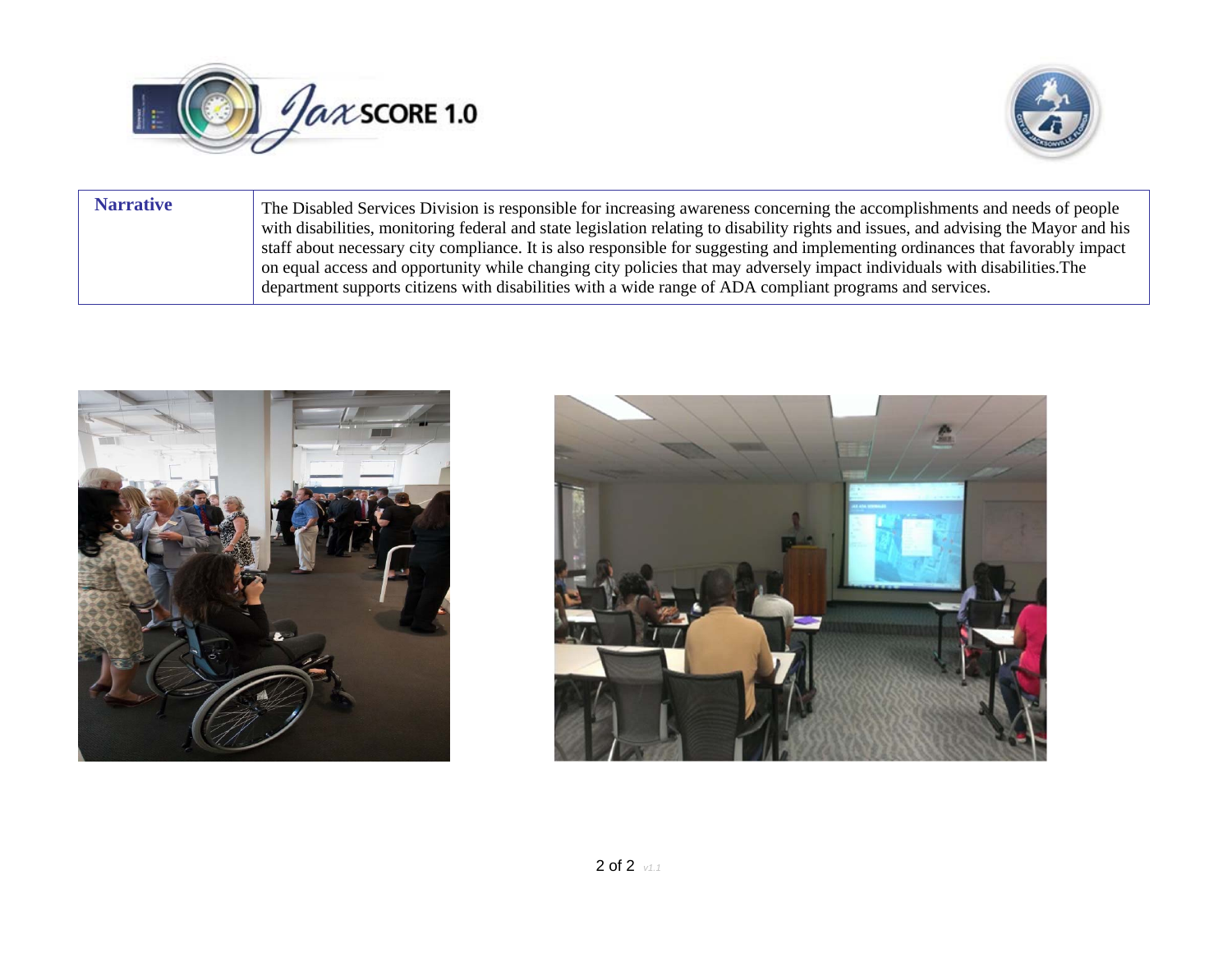| | |
|---|---|
| **Narrative** | The Disabled Services Division is responsible for increasing awareness concerning the accomplishments and needs of people with disabilities, monitoring federal and state legislation relating to disability rights and issues, and advising the Mayor and his staff about necessary city compliance. It is also responsible for suggesting and implementing ordinances that favorably impact on equal access and opportunity while changing city policies that may adversely impact individuals with disabilities.The department supports citizens with disabilities with a wide range of ADA compliant programs and services. |